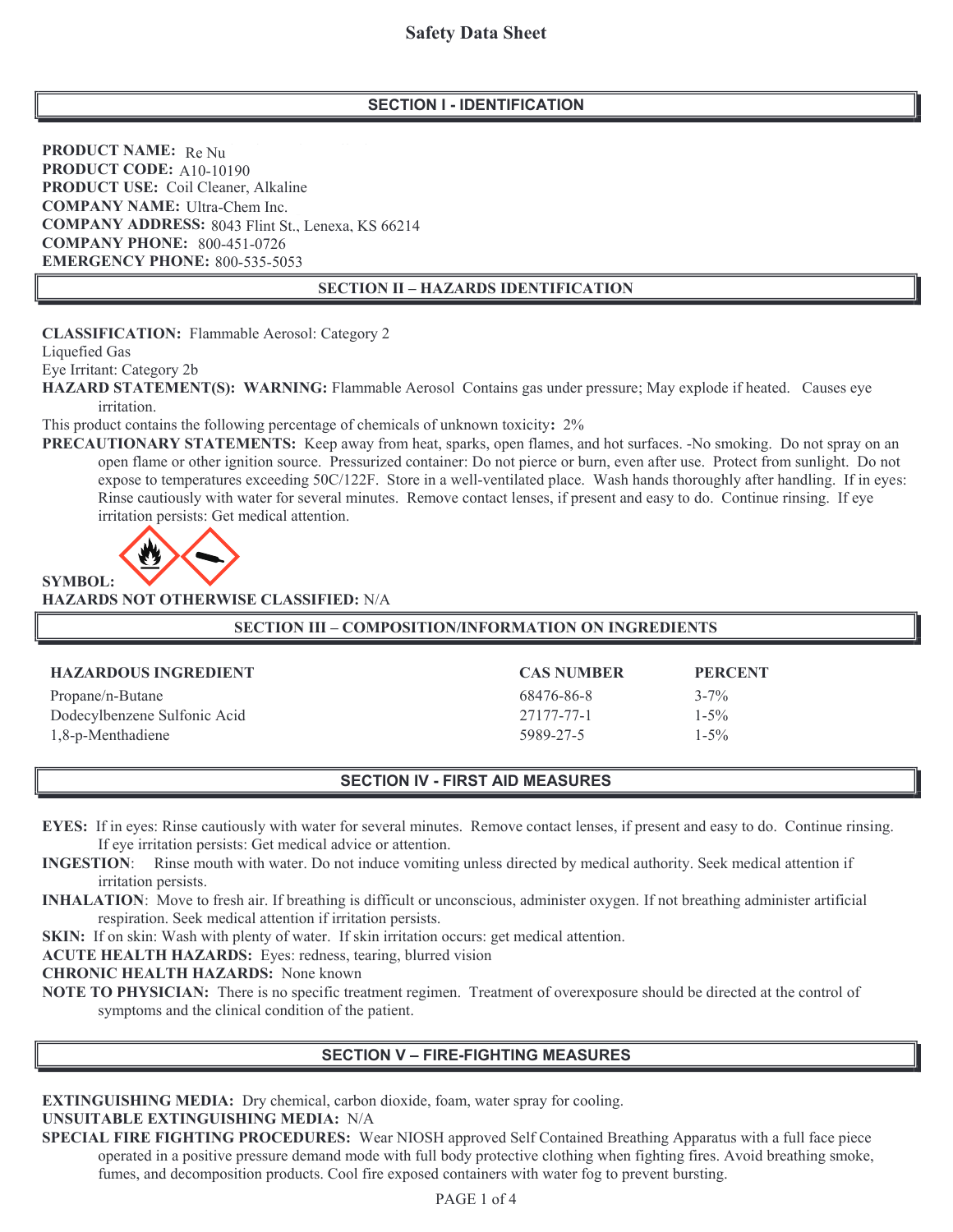# Safety Data Sheet

## SECTION I - IDENTIFICATION

**PRODUCT NAME:** Re Nu
**PRODUCT CODE:** A10-10190
**PRODUCT USE:** Coil Cleaner, Alkaline
**COMPANY NAME:** Ultra-Chem Inc.
**COMPANY ADDRESS:** 8043 Flint St., Lenexa, KS 66214
**COMPANY PHONE:** 800-451-0726
**EMERGENCY PHONE:** 800-535-5053

## SECTION II – HAZARDS IDENTIFICATION

**CLASSIFICATION:** Flammable Aerosol: Category 2
Liquefied Gas
Eye Irritant: Category 2b

**HAZARD STATEMENT(S): WARNING:** Flammable Aerosol Contains gas under pressure; May explode if heated. Causes eye irritation.

This product contains the following percentage of chemicals of unknown toxicity**:** 2%

**PRECAUTIONARY STATEMENTS:** Keep away from heat, sparks, open flames, and hot surfaces. -No smoking. Do not spray on an open flame or other ignition source. Pressurized container: Do not pierce or burn, even after use. Protect from sunlight. Do not expose to temperatures exceeding 50C/122F. Store in a well-ventilated place. Wash hands thoroughly after handling. If in eyes: Rinse cautiously with water for several minutes. Remove contact lenses, if present and easy to do. Continue rinsing. If eye irritation persists: Get medical attention.

**SYMBOL:**

**HAZARDS NOT OTHERWISE CLASSIFIED:** N/A

## SECTION III – COMPOSITION/INFORMATION ON INGREDIENTS

| HAZARDOUS INGREDIENT | CAS NUMBER | PERCENT |
|---|---|---|
| Propane/n-Butane | 68476-86-8 | 3-7% |
| Dodecylbenzene Sulfonic Acid | 27177-77-1 | 1-5% |
| 1,8-p-Menthadiene | 5989-27-5 | 1-5% |

## SECTION IV - FIRST AID MEASURES

**EYES:** If in eyes: Rinse cautiously with water for several minutes. Remove contact lenses, if present and easy to do. Continue rinsing. If eye irritation persists: Get medical advice or attention.

**INGESTION**: Rinse mouth with water. Do not induce vomiting unless directed by medical authority. Seek medical attention if irritation persists.

**INHALATION**: Move to fresh air. If breathing is difficult or unconscious, administer oxygen. If not breathing administer artificial respiration. Seek medical attention if irritation persists.

**SKIN:** If on skin: Wash with plenty of water. If skin irritation occurs: get medical attention.

**ACUTE HEALTH HAZARDS:** Eyes: redness, tearing, blurred vision

**CHRONIC HEALTH HAZARDS:** None known

**NOTE TO PHYSICIAN:** There is no specific treatment regimen. Treatment of overexposure should be directed at the control of symptoms and the clinical condition of the patient.

## SECTION V – FIRE-FIGHTING MEASURES

**EXTINGUISHING MEDIA:** Dry chemical, carbon dioxide, foam, water spray for cooling.

**UNSUITABLE EXTINGUISHING MEDIA:** N/A

**SPECIAL FIRE FIGHTING PROCEDURES:** Wear NIOSH approved Self Contained Breathing Apparatus with a full face piece operated in a positive pressure demand mode with full body protective clothing when fighting fires. Avoid breathing smoke, fumes, and decomposition products. Cool fire exposed containers with water fog to prevent bursting.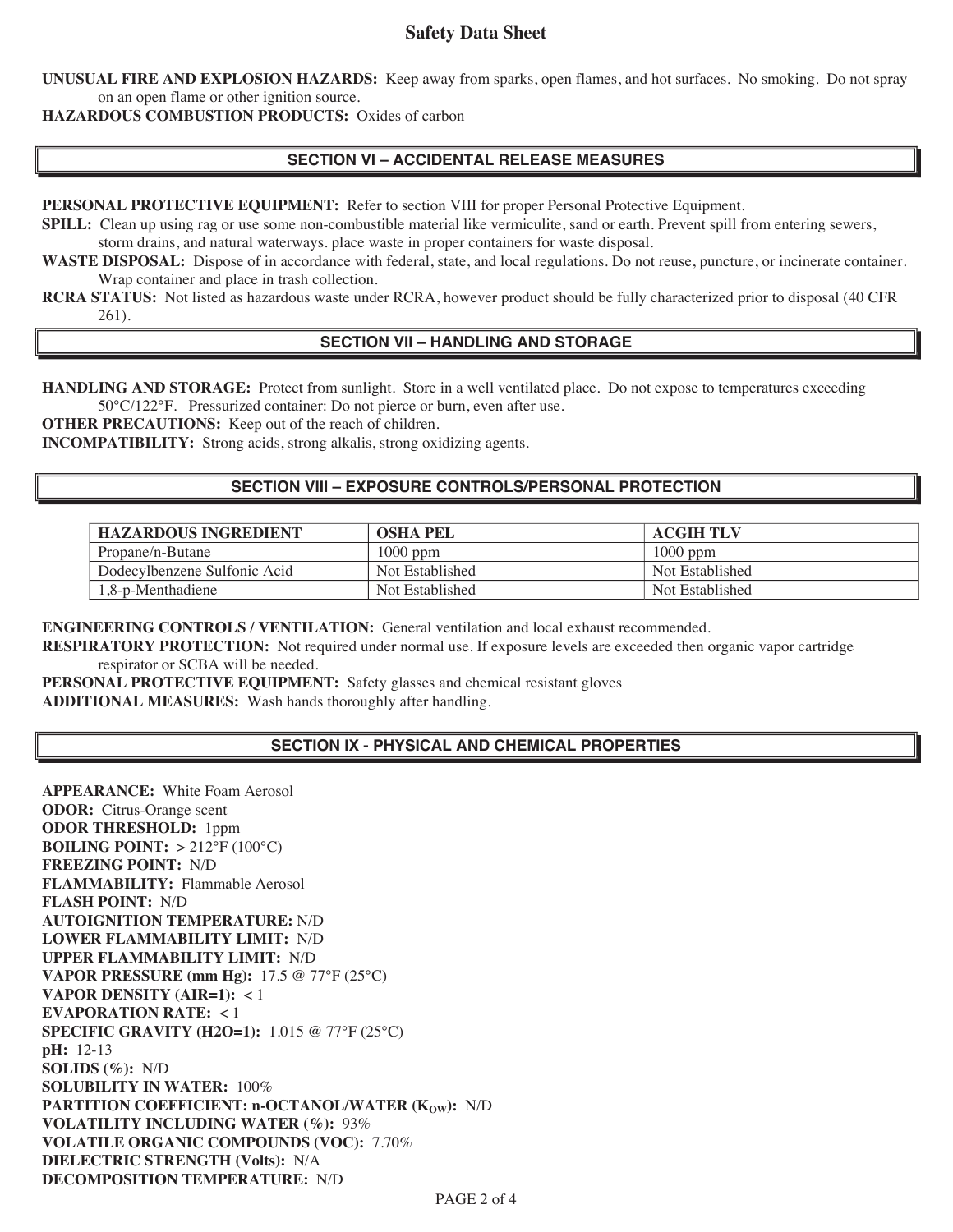**UNUSUAL FIRE AND EXPLOSION HAZARDS:** Keep away from sparks, open flames, and hot surfaces. No smoking. Do not spray on an open flame or other ignition source.

**HAZARDOUS COMBUSTION PRODUCTS:** Oxides of carbon

## SECTION VI – ACCIDENTAL RELEASE MEASURES

**PERSONAL PROTECTIVE EQUIPMENT:** Refer to section VIII for proper Personal Protective Equipment.

**SPILL:** Clean up using rag or use some non-combustible material like vermiculite, sand or earth. Prevent spill from entering sewers, storm drains, and natural waterways. place waste in proper containers for waste disposal.

**WASTE DISPOSAL:** Dispose of in accordance with federal, state, and local regulations. Do not reuse, puncture, or incinerate container. Wrap container and place in trash collection.

**RCRA STATUS:** Not listed as hazardous waste under RCRA, however product should be fully characterized prior to disposal (40 CFR 261).

## SECTION VII – HANDLING AND STORAGE

**HANDLING AND STORAGE:** Protect from sunlight. Store in a well ventilated place. Do not expose to temperatures exceeding 50°C/122°F. Pressurized container: Do not pierce or burn, even after use.

**OTHER PRECAUTIONS:** Keep out of the reach of children.

**INCOMPATIBILITY:** Strong acids, strong alkalis, strong oxidizing agents.

## SECTION VIII – EXPOSURE CONTROLS/PERSONAL PROTECTION

| HAZARDOUS INGREDIENT | OSHA PEL | ACGIH TLV |
|---|---|---|
| Propane/n-Butane | 1000 ppm | 1000 ppm |
| Dodecylbenzene Sulfonic Acid | Not Established | Not Established |
| 1,8-p-Menthadiene | Not Established | Not Established |

**ENGINEERING CONTROLS / VENTILATION:** General ventilation and local exhaust recommended.

**RESPIRATORY PROTECTION:** Not required under normal use. If exposure levels are exceeded then organic vapor cartridge respirator or SCBA will be needed.

**PERSONAL PROTECTIVE EQUIPMENT:** Safety glasses and chemical resistant gloves

**ADDITIONAL MEASURES:** Wash hands thoroughly after handling.

## SECTION IX - PHYSICAL AND CHEMICAL PROPERTIES

**APPEARANCE:** White Foam Aerosol
**ODOR:** Citrus-Orange scent
**ODOR THRESHOLD:** 1ppm
**BOILING POINT:** > 212°F (100°C)
**FREEZING POINT:** N/D
**FLAMMABILITY:** Flammable Aerosol
**FLASH POINT:** N/D
**AUTOIGNITION TEMPERATURE:** N/D
**LOWER FLAMMABILITY LIMIT:** N/D
**UPPER FLAMMABILITY LIMIT:** N/D
**VAPOR PRESSURE (mm Hg):** 17.5 @ 77°F (25°C)
**VAPOR DENSITY (AIR=1):** < 1
**EVAPORATION RATE:** < 1
**SPECIFIC GRAVITY (H2O=1):** 1.015 @ 77°F (25°C)
**pH:** 12-13
**SOLIDS (%):** N/D
**SOLUBILITY IN WATER:** 100%
**PARTITION COEFFICIENT: n-OCTANOL/WATER ($K_{OW}$):** N/D
**VOLATILITY INCLUDING WATER (%):** 93%
**VOLATILE ORGANIC COMPOUNDS (VOC):** 7.70%
**DIELECTRIC STRENGTH (Volts):** N/A
**DECOMPOSITION TEMPERATURE:** N/D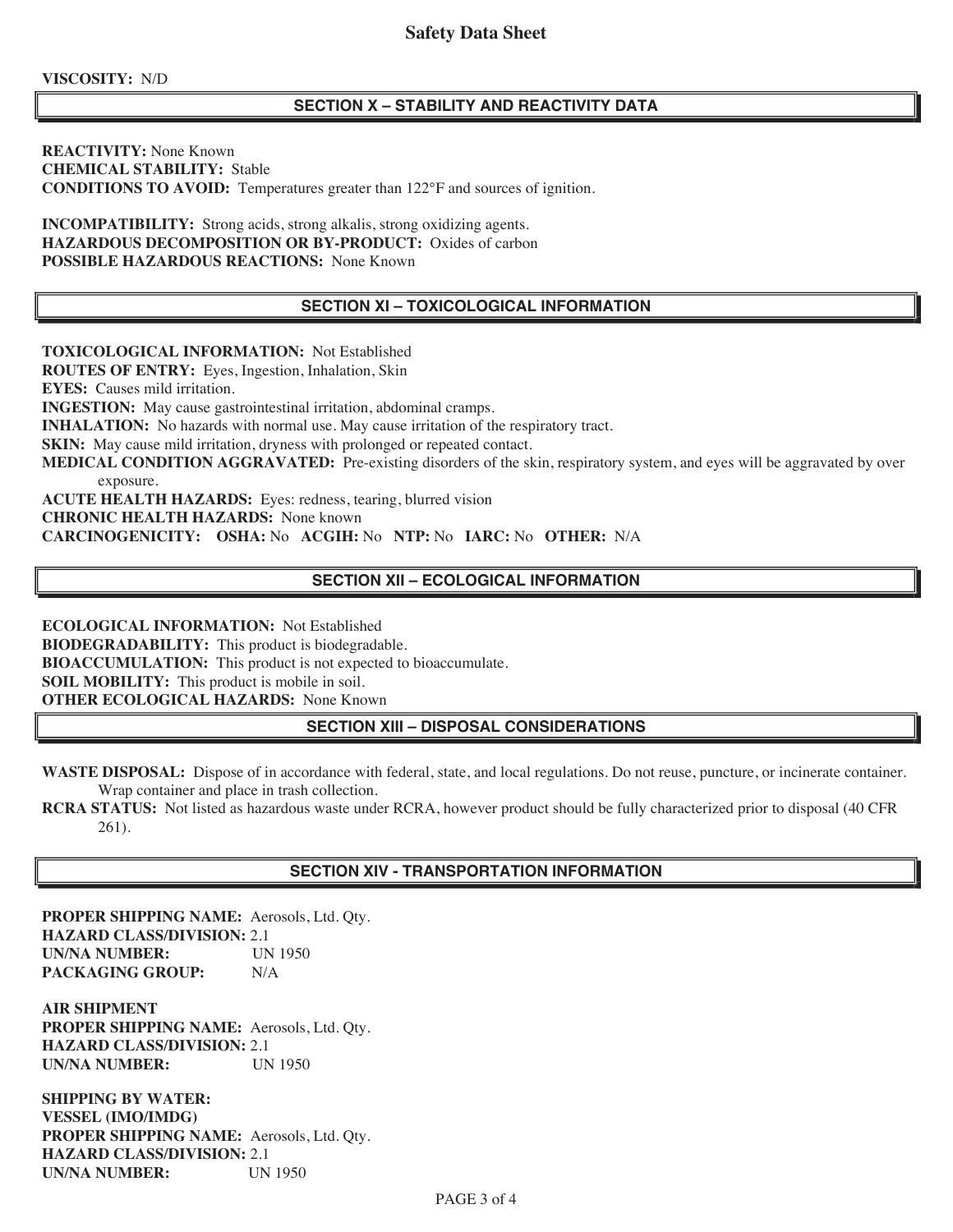**VISCOSITY:** N/D

## SECTION X – STABILITY AND REACTIVITY DATA

**REACTIVITY:** None Known
**CHEMICAL STABILITY:** Stable
**CONDITIONS TO AVOID:** Temperatures greater than 122°F and sources of ignition.

**INCOMPATIBILITY:** Strong acids, strong alkalis, strong oxidizing agents.
**HAZARDOUS DECOMPOSITION OR BY-PRODUCT:** Oxides of carbon
**POSSIBLE HAZARDOUS REACTIONS:** None Known

## SECTION XI – TOXICOLOGICAL INFORMATION

**TOXICOLOGICAL INFORMATION:** Not Established
**ROUTES OF ENTRY:** Eyes, Ingestion, Inhalation, Skin
**EYES:** Causes mild irritation.
**INGESTION:** May cause gastrointestinal irritation, abdominal cramps.
**INHALATION:** No hazards with normal use. May cause irritation of the respiratory tract.
**SKIN:** May cause mild irritation, dryness with prolonged or repeated contact.
**MEDICAL CONDITION AGGRAVATED:** Pre-existing disorders of the skin, respiratory system, and eyes will be aggravated by over exposure.
**ACUTE HEALTH HAZARDS:** Eyes: redness, tearing, blurred vision
**CHRONIC HEALTH HAZARDS:** None known
**CARCINOGENICITY:** **OSHA:** No **ACGIH:** No **NTP:** No **IARC:** No **OTHER:** N/A

## SECTION XII – ECOLOGICAL INFORMATION

**ECOLOGICAL INFORMATION:** Not Established
**BIODEGRADABILITY:** This product is biodegradable.
**BIOACCUMULATION:** This product is not expected to bioaccumulate.
**SOIL MOBILITY:** This product is mobile in soil.
**OTHER ECOLOGICAL HAZARDS:** None Known

## SECTION XIII – DISPOSAL CONSIDERATIONS

**WASTE DISPOSAL:** Dispose of in accordance with federal, state, and local regulations. Do not reuse, puncture, or incinerate container. Wrap container and place in trash collection.
**RCRA STATUS:** Not listed as hazardous waste under RCRA, however product should be fully characterized prior to disposal (40 CFR 261).

## SECTION XIV - TRANSPORTATION INFORMATION

**PROPER SHIPPING NAME:** Aerosols, Ltd. Qty.
**HAZARD CLASS/DIVISION:** 2.1
**UN/NA NUMBER:** UN 1950
**PACKAGING GROUP:** N/A

**AIR SHIPMENT**
**PROPER SHIPPING NAME:** Aerosols, Ltd. Qty.
**HAZARD CLASS/DIVISION:** 2.1
**UN/NA NUMBER:** UN 1950

**SHIPPING BY WATER:**
**VESSEL (IMO/IMDG)**
**PROPER SHIPPING NAME:** Aerosols, Ltd. Qty.
**HAZARD CLASS/DIVISION:** 2.1
**UN/NA NUMBER:** UN 1950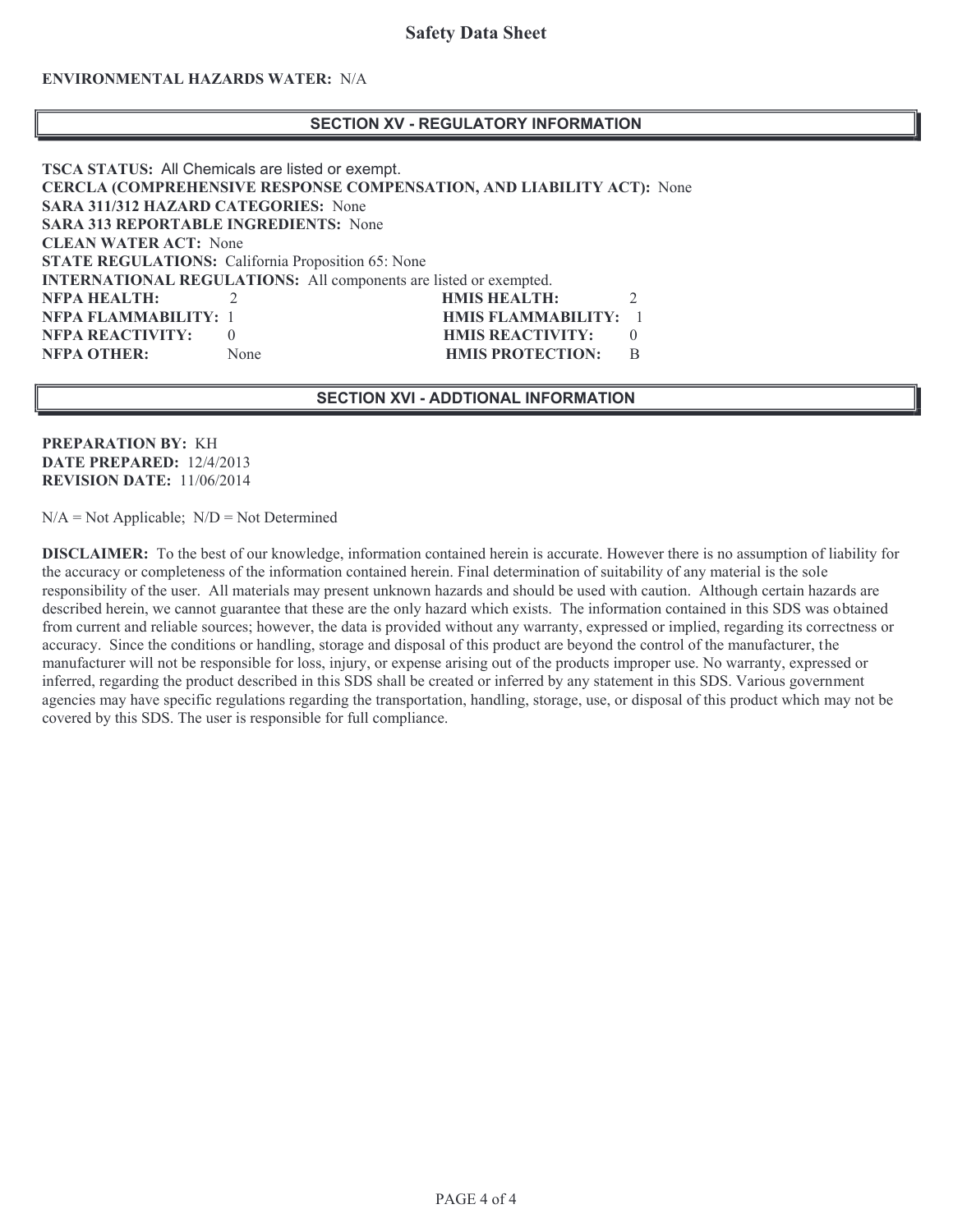**ENVIRONMENTAL HAZARDS WATER:** N/A

## SECTION XV - REGULATORY INFORMATION

**TSCA STATUS:** All Chemicals are listed or exempt.
**CERCLA (COMPREHENSIVE RESPONSE COMPENSATION, AND LIABILITY ACT):** None
**SARA 311/312 HAZARD CATEGORIES:** None
**SARA 313 REPORTABLE INGREDIENTS:** None
**CLEAN WATER ACT:** None
**STATE REGULATIONS:** California Proposition 65: None
**INTERNATIONAL REGULATIONS:** All components are listed or exempted.

| | | | |
|---|---|---|---|
| **NFPA HEALTH:** | 2 | **HMIS HEALTH:** | 2 |
| **NFPA FLAMMABILITY:** | 1 | **HMIS FLAMMABILITY:** | 1 |
| **NFPA REACTIVITY:** | 0 | **HMIS REACTIVITY:** | 0 |
| **NFPA OTHER:** | None | **HMIS PROTECTION:** | B |

## SECTION XVI - ADDTIONAL INFORMATION

**PREPARATION BY:** KH
**DATE PREPARED:** 12/4/2013
**REVISION DATE:** 11/06/2014

N/A = Not Applicable; N/D = Not Determined

**DISCLAIMER:** To the best of our knowledge, information contained herein is accurate. However there is no assumption of liability for the accuracy or completeness of the information contained herein. Final determination of suitability of any material is the sole responsibility of the user. All materials may present unknown hazards and should be used with caution. Although certain hazards are described herein, we cannot guarantee that these are the only hazard which exists. The information contained in this SDS was obtained from current and reliable sources; however, the data is provided without any warranty, expressed or implied, regarding its correctness or accuracy. Since the conditions or handling, storage and disposal of this product are beyond the control of the manufacturer, the manufacturer will not be responsible for loss, injury, or expense arising out of the products improper use. No warranty, expressed or inferred, regarding the product described in this SDS shall be created or inferred by any statement in this SDS. Various government agencies may have specific regulations regarding the transportation, handling, storage, use, or disposal of this product which may not be covered by this SDS. The user is responsible for full compliance.